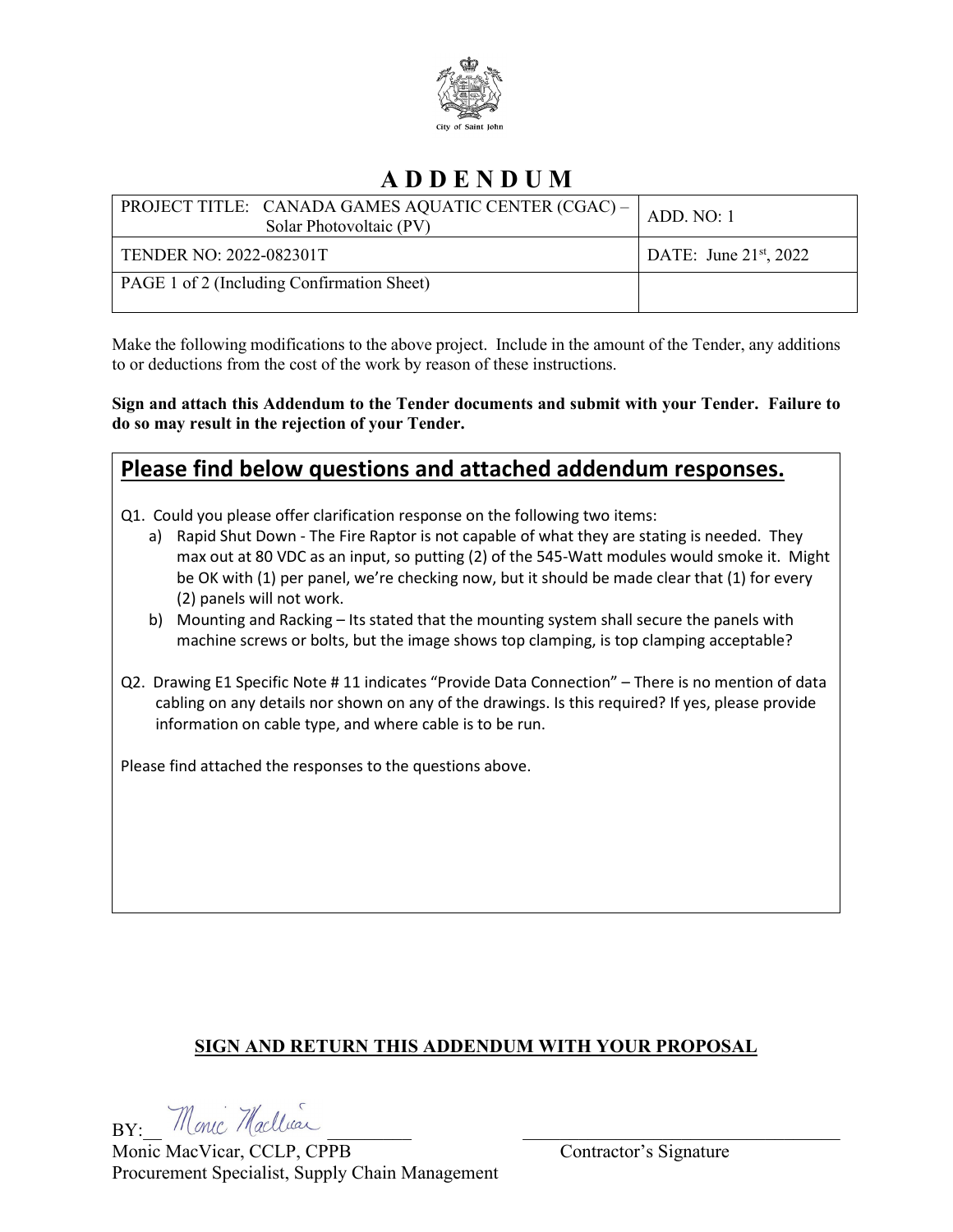City of Saint John

# A D D E N D U M

| PROJECT TITLE: CANADA GAMES AQUATIC CENTER (CGAC) – Solar Photovoltaic (PV) | ADD. NO: 1 |
|---|---|
| TENDER NO: 2022-082301T | DATE: June 21st, 2022 |
| PAGE 1 of 2 (Including Confirmation Sheet) | |

Make the following modifications to the above project. Include in the amount of the Tender, any additions to or deductions from the cost of the work by reason of these instructions.

**Sign and attach this Addendum to the Tender documents and submit with your Tender. Failure to do so may result in the rejection of your Tender.**

## Please find below questions and attached addendum responses.

Q1. Could you please offer clarification response on the following two items:

a) Rapid Shut Down - The Fire Raptor is not capable of what they are stating is needed. They max out at 80 VDC as an input, so putting (2) of the 545-Watt modules would smoke it. Might be OK with (1) per panel, we're checking now, but it should be made clear that (1) for every (2) panels will not work.

b) Mounting and Racking – Its stated that the mounting system shall secure the panels with machine screws or bolts, but the image shows top clamping, is top clamping acceptable?

Q2. Drawing E1 Specific Note # 11 indicates "Provide Data Connection" – There is no mention of data cabling on any details nor shown on any of the drawings. Is this required? If yes, please provide information on cable type, and where cable is to be run.

Please find attached the responses to the questions above.

**SIGN AND RETURN THIS ADDENDUM WITH YOUR PROPOSAL**

BY: Monic MacVicar

Monic MacVicar, CCLP, CPPB
Procurement Specialist, Supply Chain Management

Contractor's Signature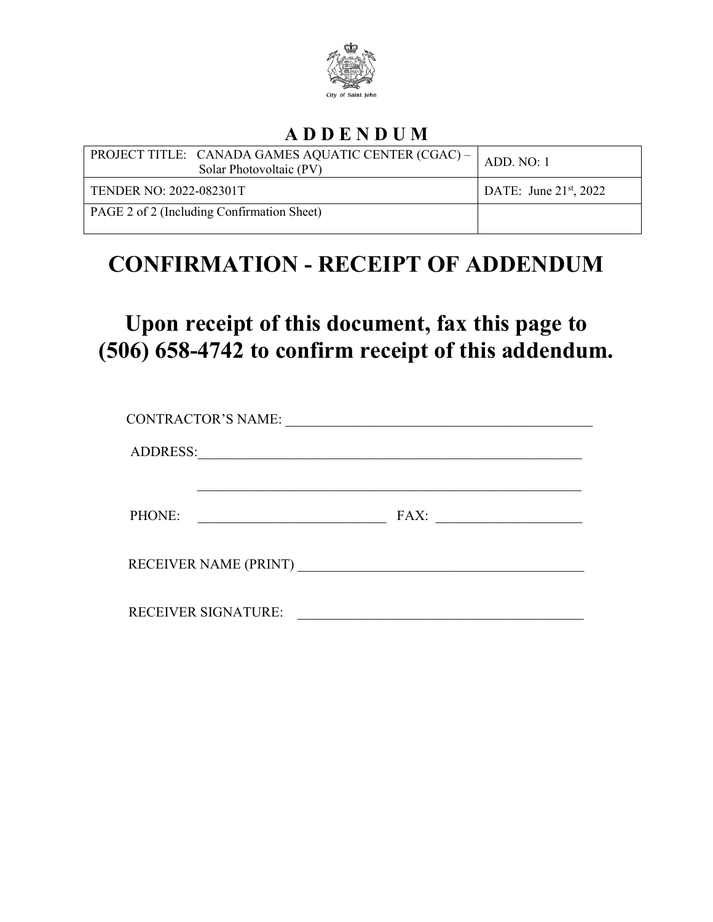City of Saint John

# A D D E N D U M

| PROJECT TITLE: CANADA GAMES AQUATIC CENTER (CGAC) – Solar Photovoltaic (PV) | ADD. NO: 1 |
|---|---|
| TENDER NO: 2022-082301T | DATE: June 21st, 2022 |
| PAGE 2 of 2 (Including Confirmation Sheet) | |

# CONFIRMATION - RECEIPT OF ADDENDUM

## Upon receipt of this document, fax this page to (506) 658-4742 to confirm receipt of this addendum.

CONTRACTOR'S NAME: ______________________________________________

ADDRESS: _________________________________________________________

_________________________________________________________

PHONE: ___________________________ FAX: ____________________

RECEIVER NAME (PRINT) __________________________________________

RECEIVER SIGNATURE: __________________________________________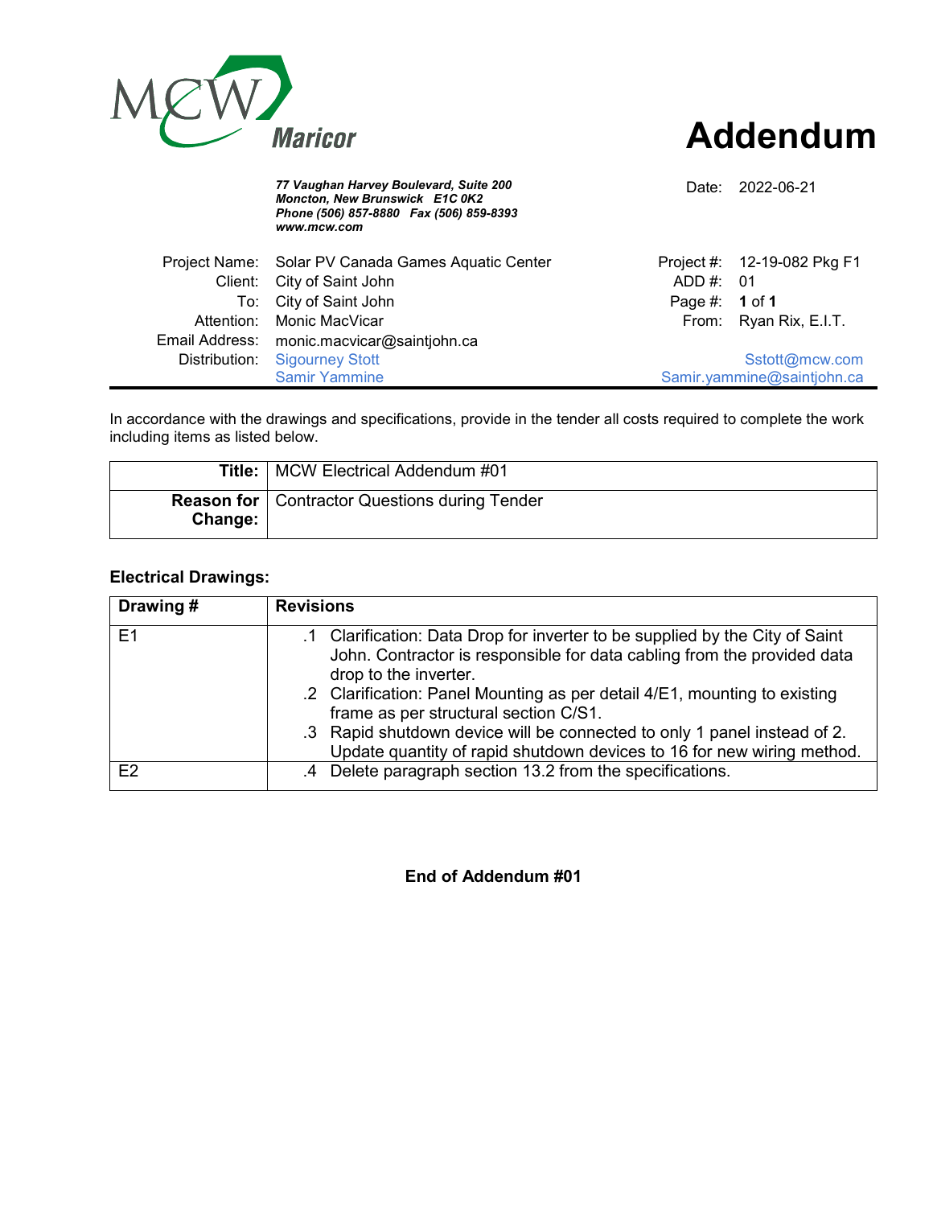MCW Maricor

# Addendum

*77 Vaughan Harvey Boulevard, Suite 200*
*Moncton, New Brunswick E1C 0K2*
*Phone (506) 857-8880 Fax (506) 859-8393*
*www.mcw.com*

Date: 2022-06-21

| | | | |
|---|---|---|---|
| Project Name: | Solar PV Canada Games Aquatic Center | Project #: | 12-19-082 Pkg F1 |
| Client: | City of Saint John | ADD #: | 01 |
| To: | City of Saint John | Page #: | **1** of **1** |
| Attention: | Monic MacVicar | From: | Ryan Rix, E.I.T. |
| Email Address: | monic.macvicar@saintjohn.ca | | |
| Distribution: | Sigourney Stott | | Sstott@mcw.com |
| | Samir Yammine | | Samir.yammine@saintjohn.ca |

In accordance with the drawings and specifications, provide in the tender all costs required to complete the work including items as listed below.

| | |
|---|---|
| **Title:** | MCW Electrical Addendum #01 |
| **Reason for Change:** | Contractor Questions during Tender |

**Electrical Drawings:**

| Drawing # | Revisions |
|---|---|
| E1 | .1 Clarification: Data Drop for inverter to be supplied by the City of Saint John. Contractor is responsible for data cabling from the provided data drop to the inverter.<br>.2 Clarification: Panel Mounting as per detail 4/E1, mounting to existing frame as per structural section C/S1.<br>.3 Rapid shutdown device will be connected to only 1 panel instead of 2. Update quantity of rapid shutdown devices to 16 for new wiring method. |
| E2 | .4 Delete paragraph section 13.2 from the specifications. |

**End of Addendum #01**